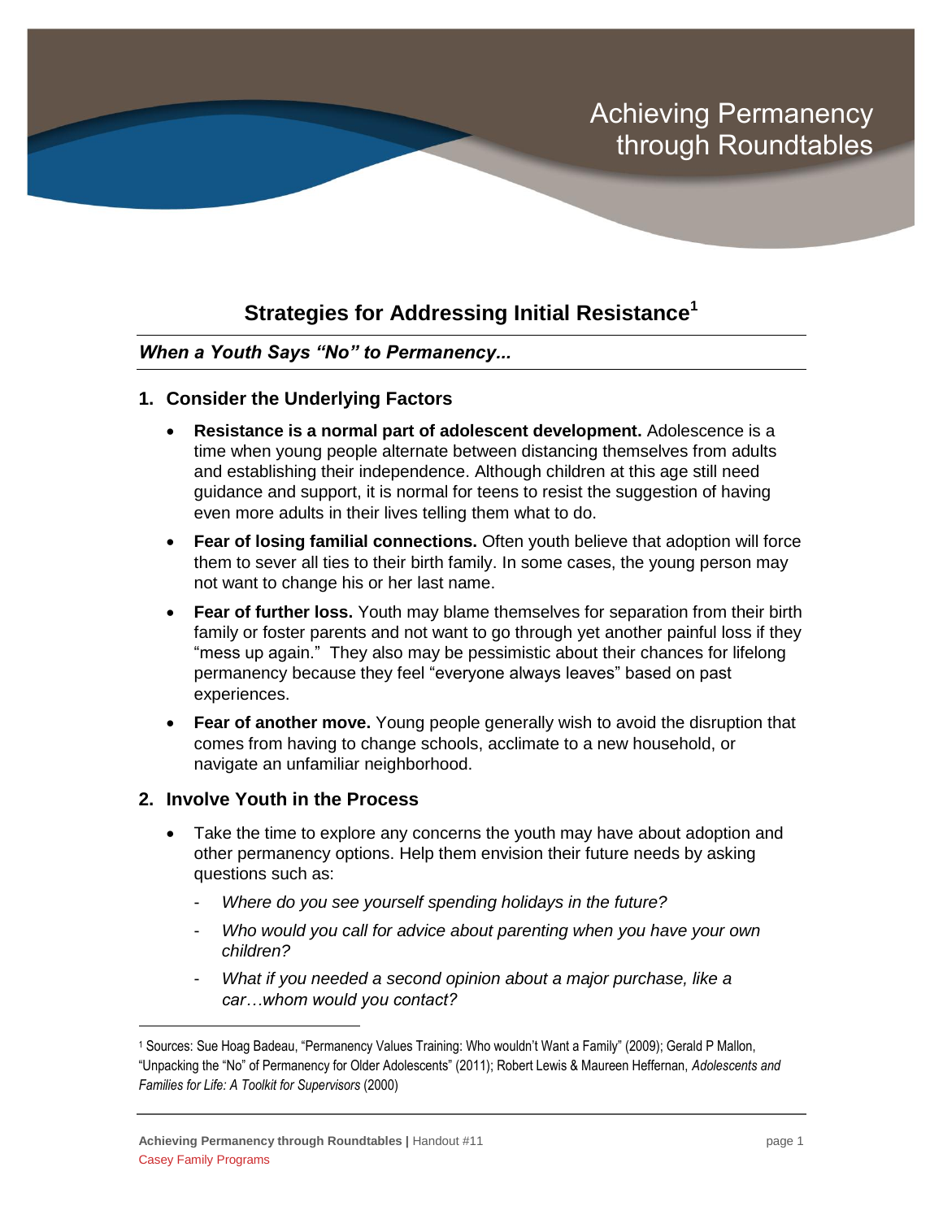# Strategies for Addressing Initial Resistance[1]

***When a Youth Says "No" to Permanency...***

## 1. Consider the Underlying Factors

- **Resistance is a normal part of adolescent development.** Adolescence is a time when young people alternate between distancing themselves from adults and establishing their independence. Although children at this age still need guidance and support, it is normal for teens to resist the suggestion of having even more adults in their lives telling them what to do.
- **Fear of losing familial connections.** Often youth believe that adoption will force them to sever all ties to their birth family. In some cases, the young person may not want to change his or her last name.
- **Fear of further loss.** Youth may blame themselves for separation from their birth family or foster parents and not want to go through yet another painful loss if they "mess up again." They also may be pessimistic about their chances for lifelong permanency because they feel "everyone always leaves" based on past experiences.
- **Fear of another move.** Young people generally wish to avoid the disruption that comes from having to change schools, acclimate to a new household, or navigate an unfamiliar neighborhood.

## 2. Involve Youth in the Process

- Take the time to explore any concerns the youth may have about adoption and other permanency options. Help them envision their future needs by asking questions such as:
  - *Where do you see yourself spending holidays in the future?*
  - *Who would you call for advice about parenting when you have your own children?*
  - *What if you needed a second opinion about a major purchase, like a car…whom would you contact?*

---

[1] Sources: Sue Hoag Badeau, "Permanency Values Training: Who wouldn't Want a Family" (2009); Gerald P Mallon, "Unpacking the "No" of Permanency for Older Adolescents" (2011); Robert Lewis & Maureen Heffernan, *Adolescents and Families for Life: A Toolkit for Supervisors* (2000)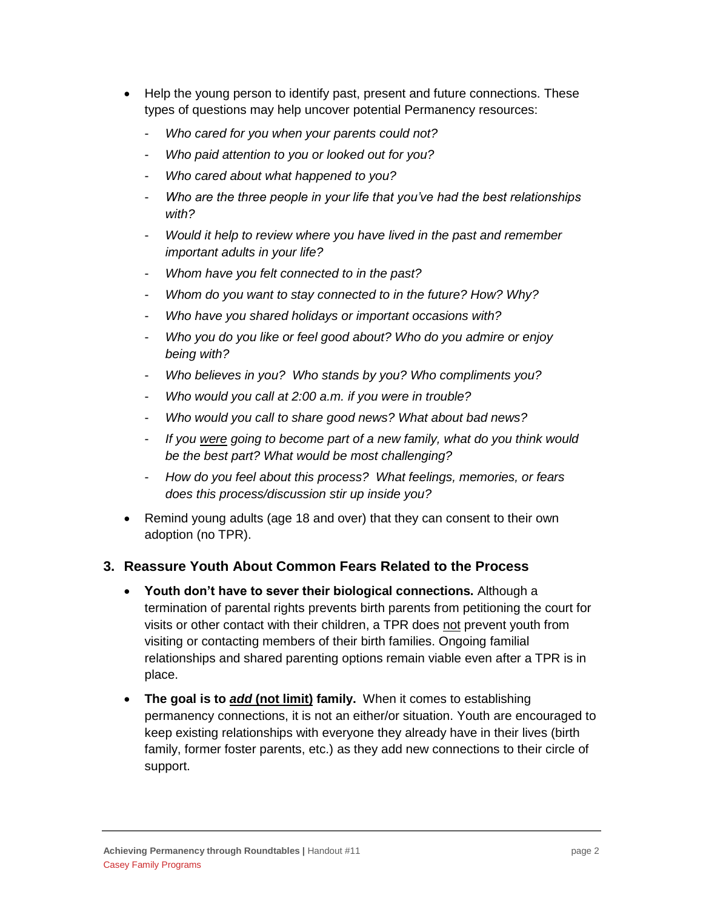- Help the young person to identify past, present and future connections. These types of questions may help uncover potential Permanency resources:
  - *Who cared for you when your parents could not?*
  - *Who paid attention to you or looked out for you?*
  - *Who cared about what happened to you?*
  - *Who are the three people in your life that you've had the best relationships with?*
  - *Would it help to review where you have lived in the past and remember important adults in your life?*
  - *Whom have you felt connected to in the past?*
  - *Whom do you want to stay connected to in the future? How? Why?*
  - *Who have you shared holidays or important occasions with?*
  - *Who you do you like or feel good about? Who do you admire or enjoy being with?*
  - *Who believes in you? Who stands by you? Who compliments you?*
  - *Who would you call at 2:00 a.m. if you were in trouble?*
  - *Who would you call to share good news? What about bad news?*
  - *If you <u>were</u> going to become part of a new family, what do you think would be the best part? What would be most challenging?*
  - *How do you feel about this process? What feelings, memories, or fears does this process/discussion stir up inside you?*
- Remind young adults (age 18 and over) that they can consent to their own adoption (no TPR).

### 3. Reassure Youth About Common Fears Related to the Process

- **Youth don't have to sever their biological connections.** Although a termination of parental rights prevents birth parents from petitioning the court for visits or other contact with their children, a TPR does <u>not</u> prevent youth from visiting or contacting members of their birth families. Ongoing familial relationships and shared parenting options remain viable even after a TPR is in place.
- **The goal is to <u>*add* (not limit)</u> family.** When it comes to establishing permanency connections, it is not an either/or situation. Youth are encouraged to keep existing relationships with everyone they already have in their lives (birth family, former foster parents, etc.) as they add new connections to their circle of support.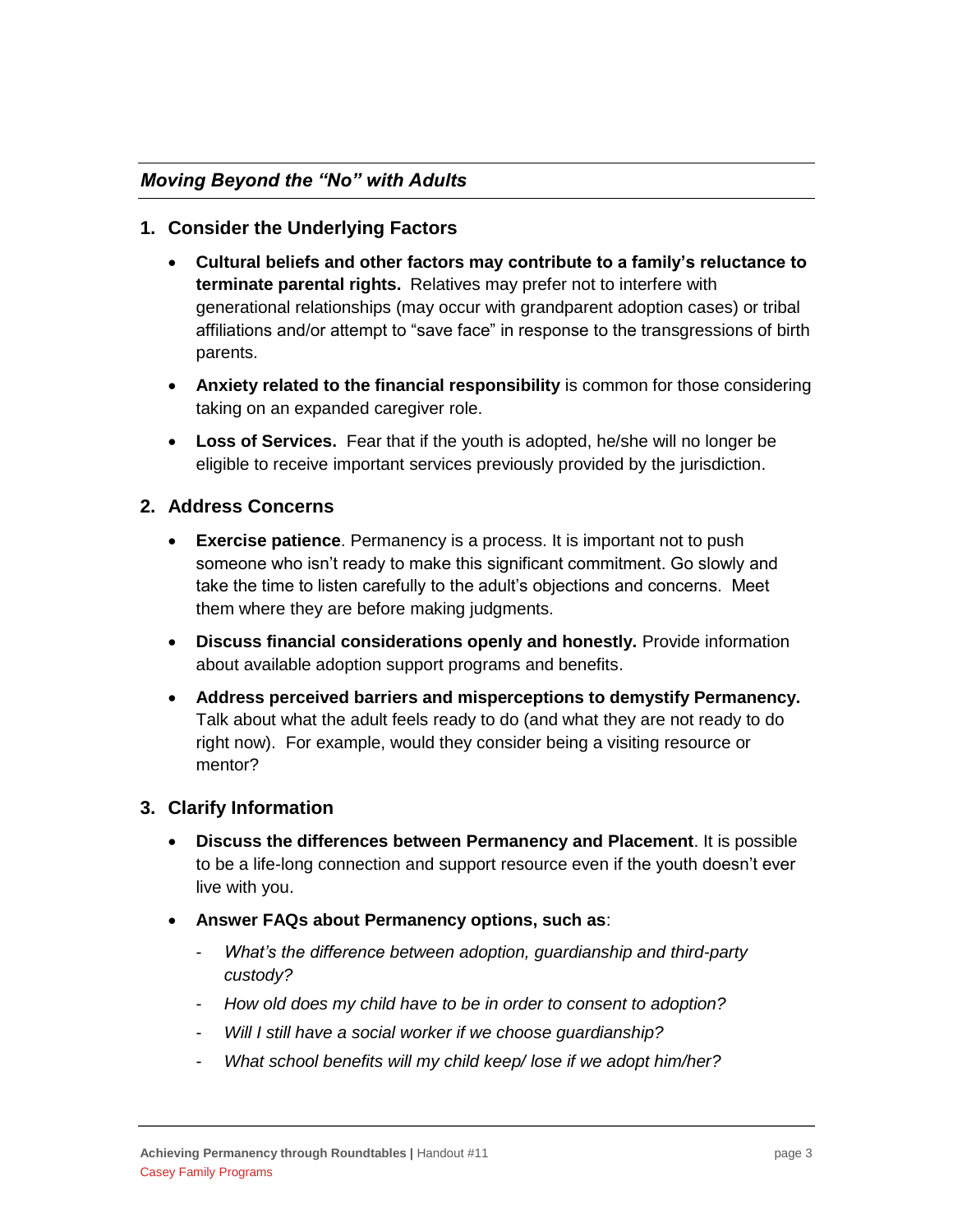## *Moving Beyond the "No" with Adults*

### 1. Consider the Underlying Factors

- **Cultural beliefs and other factors may contribute to a family's reluctance to terminate parental rights.** Relatives may prefer not to interfere with generational relationships (may occur with grandparent adoption cases) or tribal affiliations and/or attempt to "save face" in response to the transgressions of birth parents.
- **Anxiety related to the financial responsibility** is common for those considering taking on an expanded caregiver role.
- **Loss of Services.** Fear that if the youth is adopted, he/she will no longer be eligible to receive important services previously provided by the jurisdiction.

### 2. Address Concerns

- **Exercise patience**. Permanency is a process. It is important not to push someone who isn't ready to make this significant commitment. Go slowly and take the time to listen carefully to the adult's objections and concerns. Meet them where they are before making judgments.
- **Discuss financial considerations openly and honestly.** Provide information about available adoption support programs and benefits.
- **Address perceived barriers and misperceptions to demystify Permanency.** Talk about what the adult feels ready to do (and what they are not ready to do right now). For example, would they consider being a visiting resource or mentor?

### 3. Clarify Information

- **Discuss the differences between Permanency and Placement**. It is possible to be a life-long connection and support resource even if the youth doesn't ever live with you.
- **Answer FAQs about Permanency options, such as**:
  - *What's the difference between adoption, guardianship and third-party custody?*
  - *How old does my child have to be in order to consent to adoption?*
  - *Will I still have a social worker if we choose guardianship?*
  - *What school benefits will my child keep/ lose if we adopt him/her?*